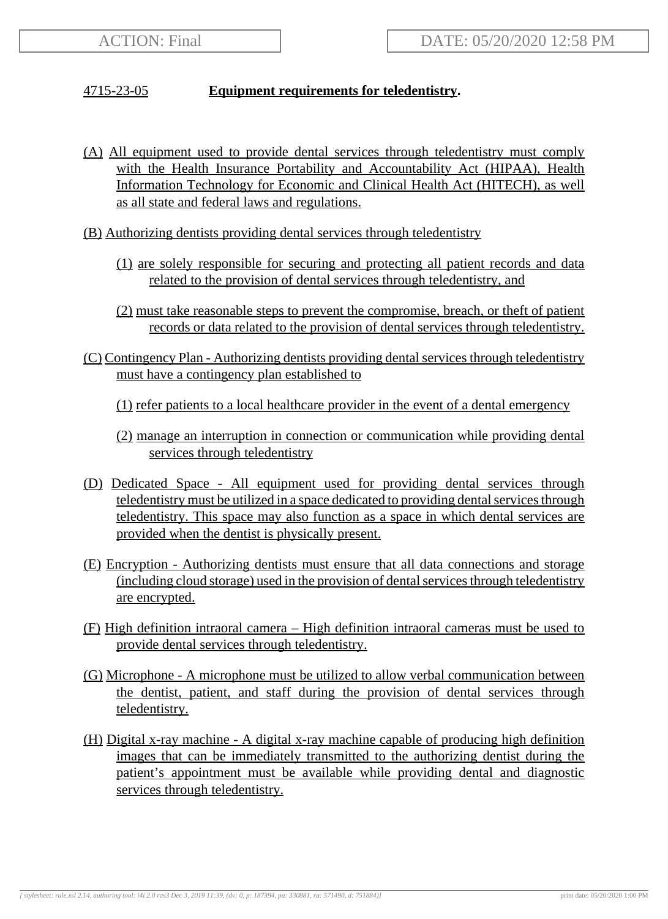ACTION: Final

DATE: 05/20/2020 12:58 PM

## 4715-23-05 **Equipment requirements for teledentistry.**

(A) All equipment used to provide dental services through teledentistry must comply with the Health Insurance Portability and Accountability Act (HIPAA), Health Information Technology for Economic and Clinical Health Act (HITECH), as well as all state and federal laws and regulations.

(B) Authorizing dentists providing dental services through teledentistry

(1) are solely responsible for securing and protecting all patient records and data related to the provision of dental services through teledentistry, and

(2) must take reasonable steps to prevent the compromise, breach, or theft of patient records or data related to the provision of dental services through teledentistry.

(C) Contingency Plan - Authorizing dentists providing dental services through teledentistry must have a contingency plan established to

(1) refer patients to a local healthcare provider in the event of a dental emergency

(2) manage an interruption in connection or communication while providing dental services through teledentistry

(D) Dedicated Space - All equipment used for providing dental services through teledentistry must be utilized in a space dedicated to providing dental services through teledentistry. This space may also function as a space in which dental services are provided when the dentist is physically present.

(E) Encryption - Authorizing dentists must ensure that all data connections and storage (including cloud storage) used in the provision of dental services through teledentistry are encrypted.

(F) High definition intraoral camera – High definition intraoral cameras must be used to provide dental services through teledentistry.

(G) Microphone - A microphone must be utilized to allow verbal communication between the dentist, patient, and staff during the provision of dental services through teledentistry.

(H) Digital x-ray machine - A digital x-ray machine capable of producing high definition images that can be immediately transmitted to the authorizing dentist during the patient's appointment must be available while providing dental and diagnostic services through teledentistry.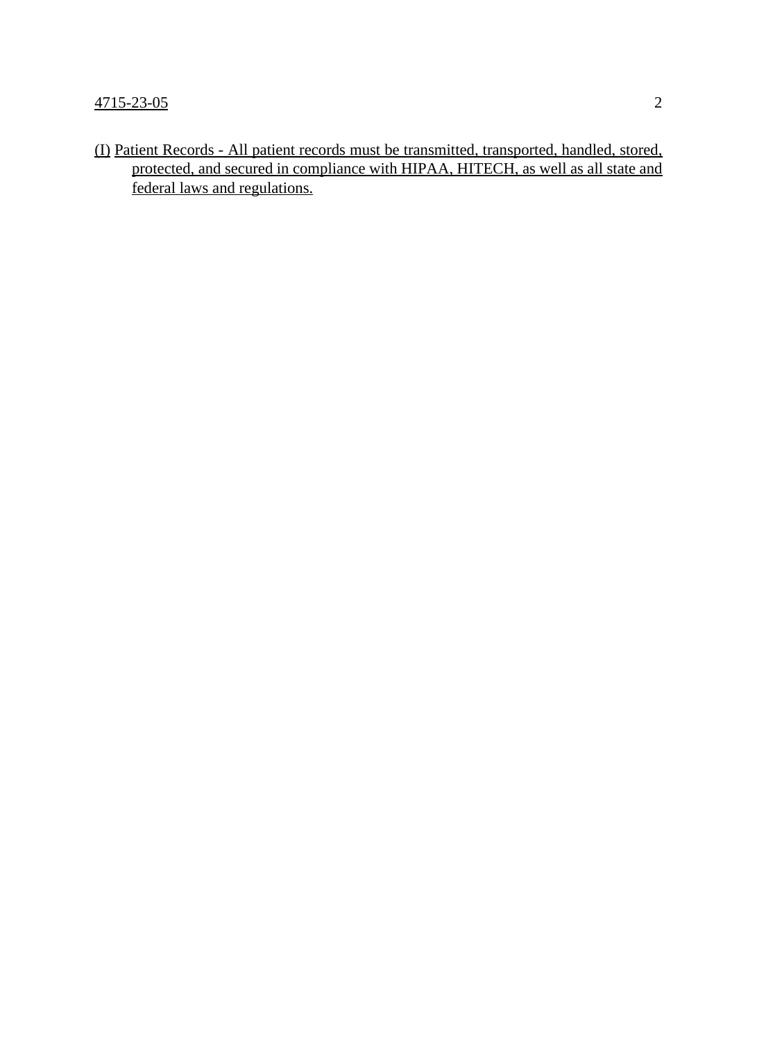(I) Patient Records - All patient records must be transmitted, transported, handled, stored, protected, and secured in compliance with HIPAA, HITECH, as well as all state and federal laws and regulations.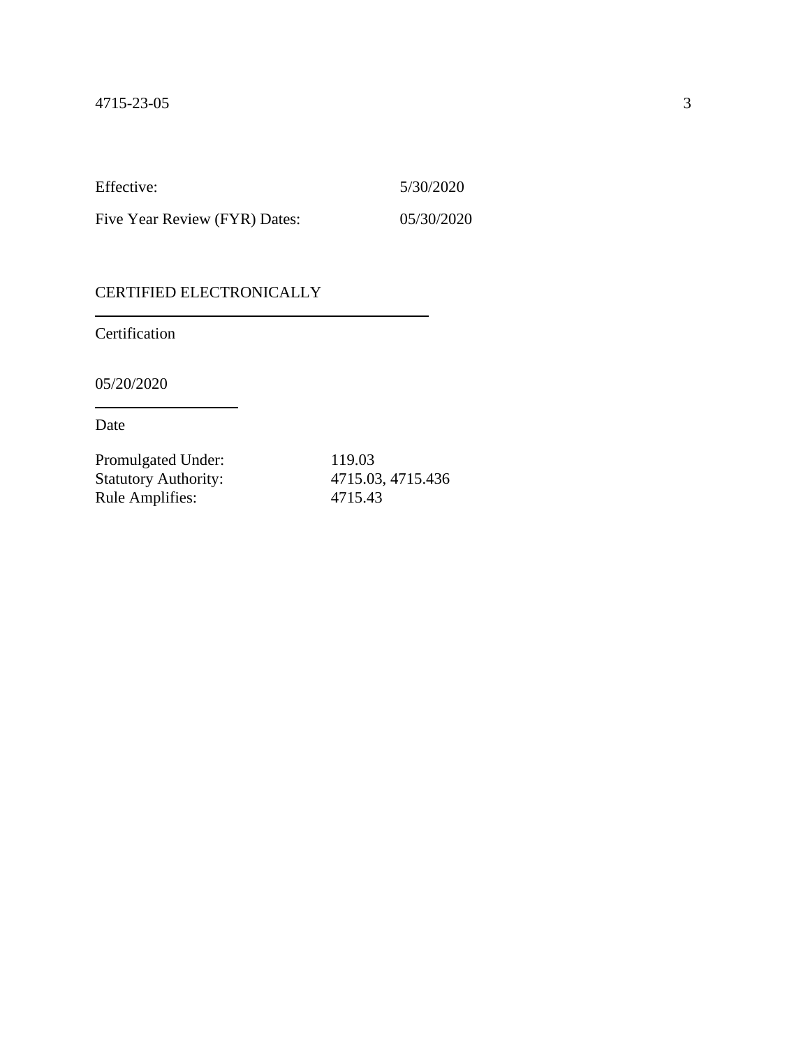Effective: 5/30/2020

Five Year Review (FYR) Dates: 05/30/2020

CERTIFIED ELECTRONICALLY

Certification

05/20/2020

Date

Promulgated Under: 119.03
Statutory Authority: 4715.03, 4715.436
Rule Amplifies: 4715.43